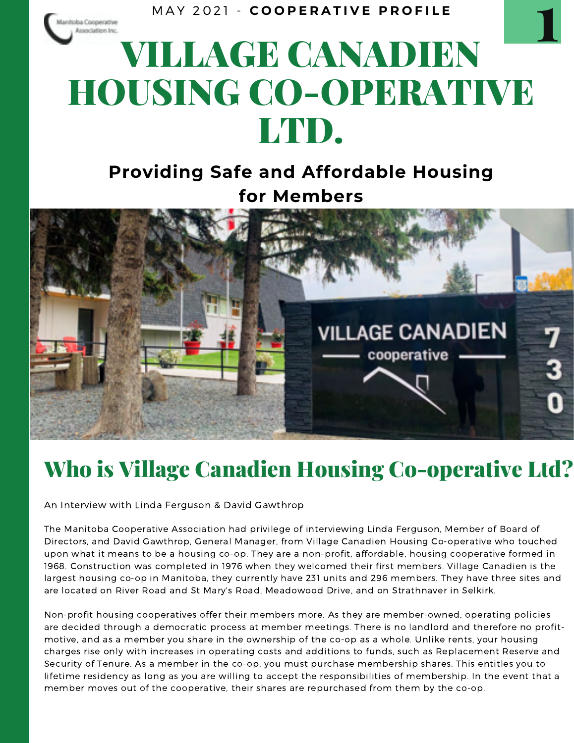MAY 2021 - **COOPERATIVE PROFILE**

# VILLAGE CANADIEN HOUSING CO-OPERATIVE LTD.

## Providing Safe and Affordable Housing for Members

## Who is Village Canadien Housing Co-operative Ltd?

An Interview with Linda Ferguson & David Gawthrop

The Manitoba Cooperative Association had privilege of interviewing Linda Ferguson, Member of Board of Directors, and David Gawthrop, General Manager, from Village Canadien Housing Co-operative who touched upon what it means to be a housing co-op. They are a non-profit, affordable, housing cooperative formed in 1968. Construction was completed in 1976 when they welcomed their first members. Village Canadien is the largest housing co-op in Manitoba, they currently have 231 units and 296 members. They have three sites and are located on River Road and St Mary's Road, Meadowood Drive, and on Strathnaver in Selkirk.

Non-profit housing cooperatives offer their members more. As they are member-owned, operating policies are decided through a democratic process at member meetings. There is no landlord and therefore no profit-motive, and as a member you share in the ownership of the co-op as a whole. Unlike rents, your housing charges rise only with increases in operating costs and additions to funds, such as Replacement Reserve and Security of Tenure. As a member in the co-op, you must purchase membership shares. This entitles you to lifetime residency as long as you are willing to accept the responsibilities of membership. In the event that a member moves out of the cooperative, their shares are repurchased from them by the co-op.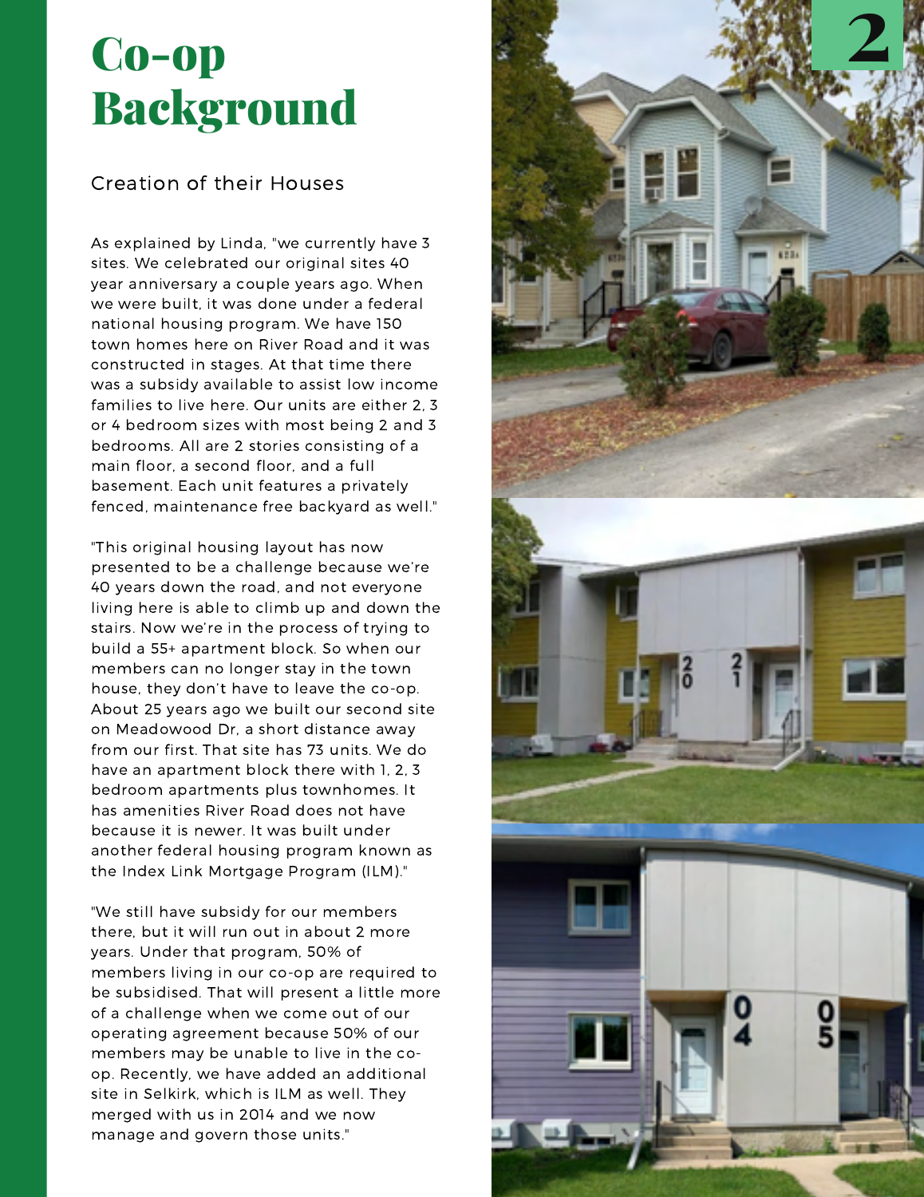# Co-op Background

## Creation of their Houses

As explained by Linda, "we currently have 3 sites. We celebrated our original sites 40 year anniversary a couple years ago. When we were built, it was done under a federal national housing program. We have 150 town homes here on River Road and it was constructed in stages. At that time there was a subsidy available to assist low income families to live here. Our units are either 2, 3 or 4 bedroom sizes with most being 2 and 3 bedrooms. All are 2 stories consisting of a main floor, a second floor, and a full basement. Each unit features a privately fenced, maintenance free backyard as well."

"This original housing layout has now presented to be a challenge because we're 40 years down the road, and not everyone living here is able to climb up and down the stairs. Now we're in the process of trying to build a 55+ apartment block. So when our members can no longer stay in the town house, they don't have to leave the co-op. About 25 years ago we built our second site on Meadowood Dr, a short distance away from our first. That site has 73 units. We do have an apartment block there with 1, 2, 3 bedroom apartments plus townhomes. It has amenities River Road does not have because it is newer. It was built under another federal housing program known as the Index Link Mortgage Program (ILM)."

"We still have subsidy for our members there, but it will run out in about 2 more years. Under that program, 50% of members living in our co-op are required to be subsidised. That will present a little more of a challenge when we come out of our operating agreement because 50% of our members may be unable to live in the co-op. Recently, we have added an additional site in Selkirk, which is ILM as well. They merged with us in 2014 and we now manage and govern those units."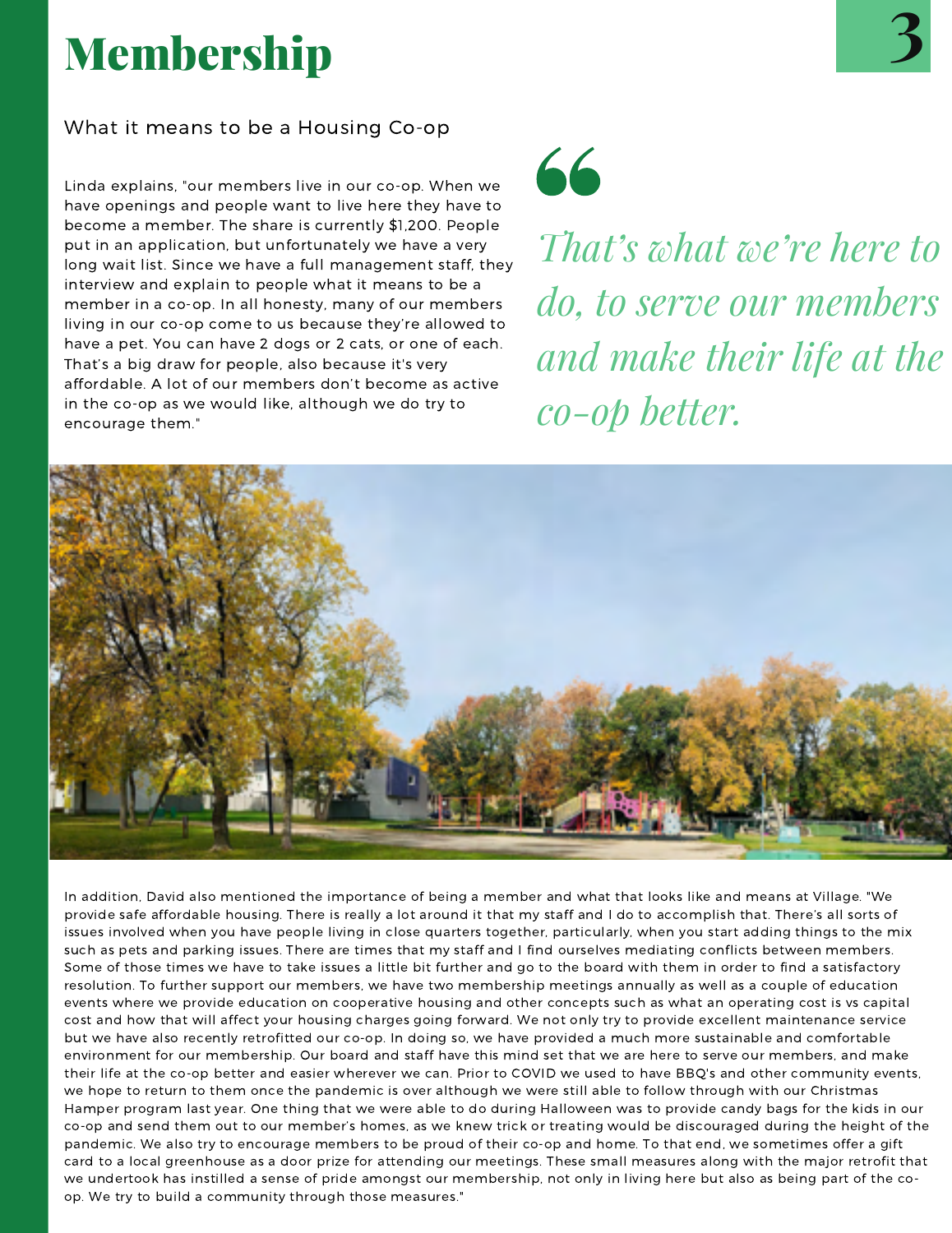# Membership

What it means to be a Housing Co-op

Linda explains, "our members live in our co-op. When we have openings and people want to live here they have to become a member. The share is currently $1,200. People put in an application, but unfortunately we have a very long wait list. Since we have a full management staff, they interview and explain to people what it means to be a member in a co-op. In all honesty, many of our members living in our co-op come to us because they're allowed to have a pet. You can have 2 dogs or 2 cats, or one of each. That's a big draw for people, also because it's very affordable. A lot of our members don't become as active in the co-op as we would like, although we do try to encourage them."

> *That's what we're here to do, to serve our members and make their life at the co-op better.*

In addition, David also mentioned the importance of being a member and what that looks like and means at Village. "We provide safe affordable housing. There is really a lot around it that my staff and I do to accomplish that. There's all sorts of issues involved when you have people living in close quarters together, particularly, when you start adding things to the mix such as pets and parking issues. There are times that my staff and I find ourselves mediating conflicts between members. Some of those times we have to take issues a little bit further and go to the board with them in order to find a satisfactory resolution. To further support our members, we have two membership meetings annually as well as a couple of education events where we provide education on cooperative housing and other concepts such as what an operating cost is vs capital cost and how that will affect your housing charges going forward. We not only try to provide excellent maintenance service but we have also recently retrofitted our co-op. In doing so, we have provided a much more sustainable and comfortable environment for our membership. Our board and staff have this mind set that we are here to serve our members, and make their life at the co-op better and easier wherever we can. Prior to COVID we used to have BBQ's and other community events, we hope to return to them once the pandemic is over although we were still able to follow through with our Christmas Hamper program last year. One thing that we were able to do during Halloween was to provide candy bags for the kids in our co-op and send them out to our member's homes, as we knew trick or treating would be discouraged during the height of the pandemic. We also try to encourage members to be proud of their co-op and home. To that end, we sometimes offer a gift card to a local greenhouse as a door prize for attending our meetings. These small measures along with the major retrofit that we undertook has instilled a sense of pride amongst our membership, not only in living here but also as being part of the co-op. We try to build a community through those measures."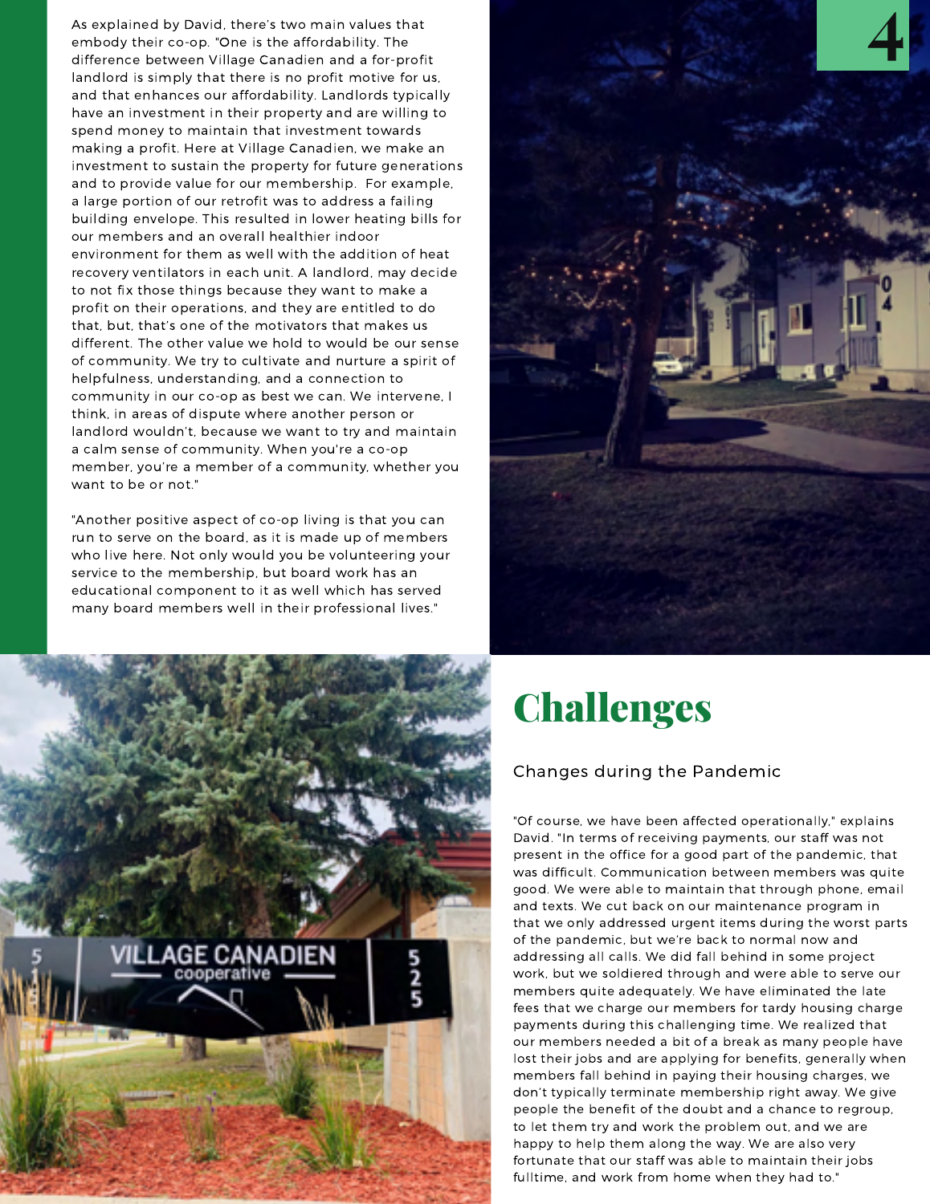As explained by David, there's two main values that embody their co-op. "One is the affordability. The difference between Village Canadien and a for-profit landlord is simply that there is no profit motive for us, and that enhances our affordability. Landlords typically have an investment in their property and are willing to spend money to maintain that investment towards making a profit. Here at Village Canadien, we make an investment to sustain the property for future generations and to provide value for our membership. For example, a large portion of our retrofit was to address a failing building envelope. This resulted in lower heating bills for our members and an overall healthier indoor environment for them as well with the addition of heat recovery ventilators in each unit. A landlord, may decide to not fix those things because they want to make a profit on their operations, and they are entitled to do that, but, that's one of the motivators that makes us different. The other value we hold to would be our sense of community. We try to cultivate and nurture a spirit of helpfulness, understanding, and a connection to community in our co-op as best we can. We intervene, I think, in areas of dispute where another person or landlord wouldn't, because we want to try and maintain a calm sense of community. When you're a co-op member, you're a member of a community, whether you want to be or not."

"Another positive aspect of co-op living is that you can run to serve on the board, as it is made up of members who live here. Not only would you be volunteering your service to the membership, but board work has an educational component to it as well which has served many board members well in their professional lives."

## Challenges

### Changes during the Pandemic

"Of course, we have been affected operationally," explains David. "In terms of receiving payments, our staff was not present in the office for a good part of the pandemic, that was difficult. Communication between members was quite good. We were able to maintain that through phone, email and texts. We cut back on our maintenance program in that we only addressed urgent items during the worst parts of the pandemic, but we're back to normal now and addressing all calls. We did fall behind in some project work, but we soldiered through and were able to serve our members quite adequately. We have eliminated the late fees that we charge our members for tardy housing charge payments during this challenging time. We realized that our members needed a bit of a break as many people have lost their jobs and are applying for benefits, generally when members fall behind in paying their housing charges, we don't typically terminate membership right away. We give people the benefit of the doubt and a chance to regroup, to let them try and work the problem out, and we are happy to help them along the way. We are also very fortunate that our staff was able to maintain their jobs fulltime, and work from home when they had to."